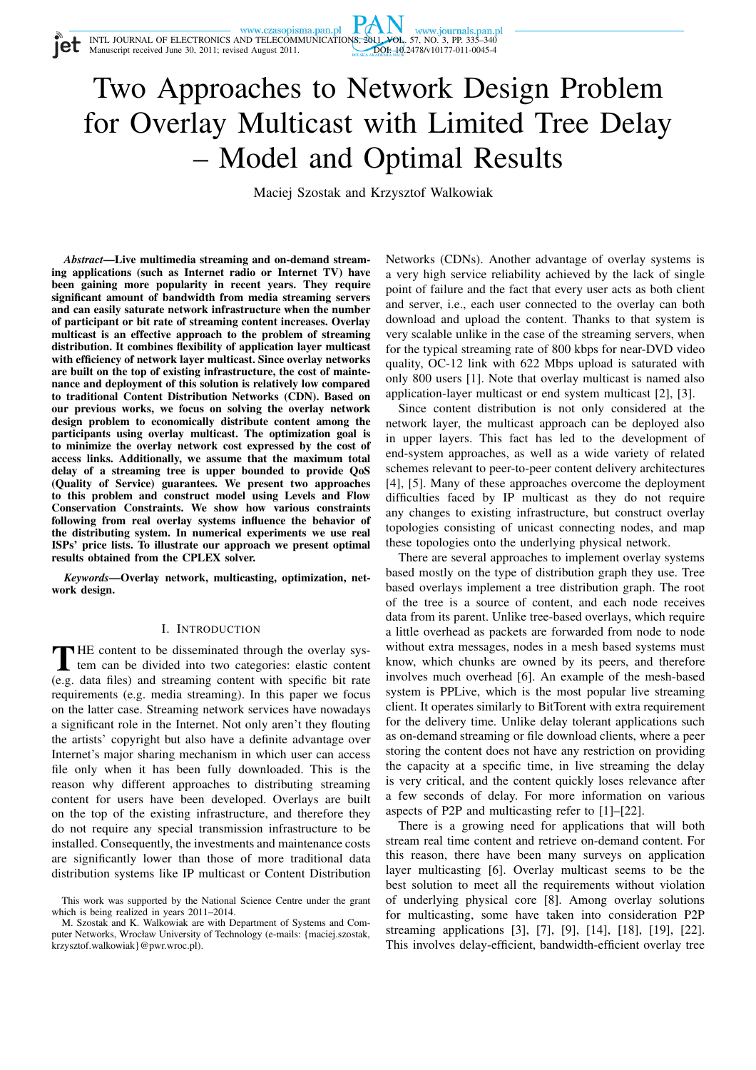# Two Approaches to Network Design Problem for Overlay Multicast with Limited Tree Delay – Model and Optimal Results

Maciej Szostak and Krzysztof Walkowiak

***Abstract*—Live multimedia streaming and on-demand streaming applications (such as Internet radio or Internet TV) have been gaining more popularity in recent years. They require significant amount of bandwidth from media streaming servers and can easily saturate network infrastructure when the number of participant or bit rate of streaming content increases. Overlay multicast is an effective approach to the problem of streaming distribution. It combines flexibility of application layer multicast with efficiency of network layer multicast. Since overlay networks are built on the top of existing infrastructure, the cost of maintenance and deployment of this solution is relatively low compared to traditional Content Distribution Networks (CDN). Based on our previous works, we focus on solving the overlay network design problem to economically distribute content among the participants using overlay multicast. The optimization goal is to minimize the overlay network cost expressed by the cost of access links. Additionally, we assume that the maximum total delay of a streaming tree is upper bounded to provide QoS (Quality of Service) guarantees. We present two approaches to this problem and construct model using Levels and Flow Conservation Constraints. We show how various constraints following from real overlay systems influence the behavior of the distributing system. In numerical experiments we use real ISPs' price lists. To illustrate our approach we present optimal results obtained from the CPLEX solver.**

***Keywords*—Overlay network, multicasting, optimization, network design.**

## I. Introduction

THE content to be disseminated through the overlay system can be divided into two categories: elastic content (e.g. data files) and streaming content with specific bit rate requirements (e.g. media streaming). In this paper we focus on the latter case. Streaming network services have nowadays a significant role in the Internet. Not only aren't they flouting the artists' copyright but also have a definite advantage over Internet's major sharing mechanism in which user can access file only when it has been fully downloaded. This is the reason why different approaches to distributing streaming content for users have been developed. Overlays are built on the top of the existing infrastructure, and therefore they do not require any special transmission infrastructure to be installed. Consequently, the investments and maintenance costs are significantly lower than those of more traditional data distribution systems like IP multicast or Content Distribution Networks (CDNs). Another advantage of overlay systems is a very high service reliability achieved by the lack of single point of failure and the fact that every user acts as both client and server, i.e., each user connected to the overlay can both download and upload the content. Thanks to that system is very scalable unlike in the case of the streaming servers, when for the typical streaming rate of 800 kbps for near-DVD video quality, OC-12 link with 622 Mbps upload is saturated with only 800 users [1]. Note that overlay multicast is named also application-layer multicast or end system multicast [2], [3].

Since content distribution is not only considered at the network layer, the multicast approach can be deployed also in upper layers. This fact has led to the development of end-system approaches, as well as a wide variety of related schemes relevant to peer-to-peer content delivery architectures [4], [5]. Many of these approaches overcome the deployment difficulties faced by IP multicast as they do not require any changes to existing infrastructure, but construct overlay topologies consisting of unicast connecting nodes, and map these topologies onto the underlying physical network.

There are several approaches to implement overlay systems based mostly on the type of distribution graph they use. Tree based overlays implement a tree distribution graph. The root of the tree is a source of content, and each node receives data from its parent. Unlike tree-based overlays, which require a little overhead as packets are forwarded from node to node without extra messages, nodes in a mesh based systems must know, which chunks are owned by its peers, and therefore involves much overhead [6]. An example of the mesh-based system is PPLive, which is the most popular live streaming client. It operates similarly to BitTorent with extra requirement for the delivery time. Unlike delay tolerant applications such as on-demand streaming or file download clients, where a peer storing the content does not have any restriction on providing the capacity at a specific time, in live streaming the delay is very critical, and the content quickly loses relevance after a few seconds of delay. For more information on various aspects of P2P and multicasting refer to [1]–[22].

There is a growing need for applications that will both stream real time content and retrieve on-demand content. For this reason, there have been many surveys on application layer multicasting [6]. Overlay multicast seems to be the best solution to meet all the requirements without violation of underlying physical core [8]. Among overlay solutions for multicasting, some have taken into consideration P2P streaming applications [3], [7], [9], [14], [18], [19], [22]. This involves delay-efficient, bandwidth-efficient overlay tree

This work was supported by the National Science Centre under the grant which is being realized in years 2011–2014.

M. Szostak and K. Walkowiak are with Department of Systems and Computer Networks, Wrocław University of Technology (e-mails: {maciej.szostak, krzysztof.walkowiak}@pwr.wroc.pl).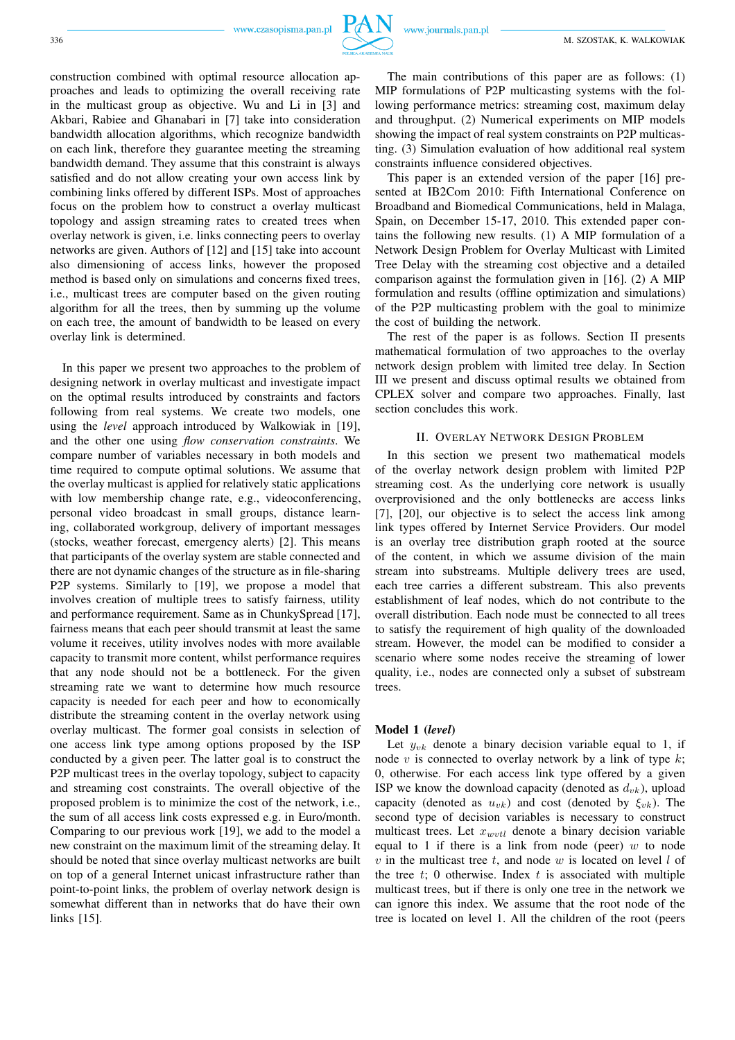construction combined with optimal resource allocation approaches and leads to optimizing the overall receiving rate in the multicast group as objective. Wu and Li in [3] and Akbari, Rabiee and Ghanabari in [7] take into consideration bandwidth allocation algorithms, which recognize bandwidth on each link, therefore they guarantee meeting the streaming bandwidth demand. They assume that this constraint is always satisfied and do not allow creating your own access link by combining links offered by different ISPs. Most of approaches focus on the problem how to construct a overlay multicast topology and assign streaming rates to created trees when overlay network is given, i.e. links connecting peers to overlay networks are given. Authors of [12] and [15] take into account also dimensioning of access links, however the proposed method is based only on simulations and concerns fixed trees, i.e., multicast trees are computer based on the given routing algorithm for all the trees, then by summing up the volume on each tree, the amount of bandwidth to be leased on every overlay link is determined.

In this paper we present two approaches to the problem of designing network in overlay multicast and investigate impact on the optimal results introduced by constraints and factors following from real systems. We create two models, one using the *level* approach introduced by Walkowiak in [19], and the other one using *flow conservation constraints*. We compare number of variables necessary in both models and time required to compute optimal solutions. We assume that the overlay multicast is applied for relatively static applications with low membership change rate, e.g., videoconferencing, personal video broadcast in small groups, distance learning, collaborated workgroup, delivery of important messages (stocks, weather forecast, emergency alerts) [2]. This means that participants of the overlay system are stable connected and there are not dynamic changes of the structure as in file-sharing P2P systems. Similarly to [19], we propose a model that involves creation of multiple trees to satisfy fairness, utility and performance requirement. Same as in ChunkySpread [17], fairness means that each peer should transmit at least the same volume it receives, utility involves nodes with more available capacity to transmit more content, whilst performance requires that any node should not be a bottleneck. For the given streaming rate we want to determine how much resource capacity is needed for each peer and how to economically distribute the streaming content in the overlay network using overlay multicast. The former goal consists in selection of one access link type among options proposed by the ISP conducted by a given peer. The latter goal is to construct the P2P multicast trees in the overlay topology, subject to capacity and streaming cost constraints. The overall objective of the proposed problem is to minimize the cost of the network, i.e., the sum of all access link costs expressed e.g. in Euro/month. Comparing to our previous work [19], we add to the model a new constraint on the maximum limit of the streaming delay. It should be noted that since overlay multicast networks are built on top of a general Internet unicast infrastructure rather than point-to-point links, the problem of overlay network design is somewhat different than in networks that do have their own links [15].

The main contributions of this paper are as follows: (1) MIP formulations of P2P multicasting systems with the following performance metrics: streaming cost, maximum delay and throughput. (2) Numerical experiments on MIP models showing the impact of real system constraints on P2P multicasting. (3) Simulation evaluation of how additional real system constraints influence considered objectives.

This paper is an extended version of the paper [16] presented at IB2Com 2010: Fifth International Conference on Broadband and Biomedical Communications, held in Malaga, Spain, on December 15-17, 2010. This extended paper contains the following new results. (1) A MIP formulation of a Network Design Problem for Overlay Multicast with Limited Tree Delay with the streaming cost objective and a detailed comparison against the formulation given in [16]. (2) A MIP formulation and results (offline optimization and simulations) of the P2P multicasting problem with the goal to minimize the cost of building the network.

The rest of the paper is as follows. Section II presents mathematical formulation of two approaches to the overlay network design problem with limited tree delay. In Section III we present and discuss optimal results we obtained from CPLEX solver and compare two approaches. Finally, last section concludes this work.

## II. Overlay Network Design Problem

In this section we present two mathematical models of the overlay network design problem with limited P2P streaming cost. As the underlying core network is usually overprovisioned and the only bottlenecks are access links [7], [20], our objective is to select the access link among link types offered by Internet Service Providers. Our model is an overlay tree distribution graph rooted at the source of the content, in which we assume division of the main stream into substreams. Multiple delivery trees are used, each tree carries a different substream. This also prevents establishment of leaf nodes, which do not contribute to the overall distribution. Each node must be connected to all trees to satisfy the requirement of high quality of the downloaded stream. However, the model can be modified to consider a scenario where some nodes receive the streaming of lower quality, i.e., nodes are connected only a subset of substream trees.

**Model 1 (*level*)**

Let $y_{vk}$ denote a binary decision variable equal to 1, if node $v$ is connected to overlay network by a link of type $k$; 0, otherwise. For each access link type offered by a given ISP we know the download capacity (denoted as $d_{vk}$), upload capacity (denoted as $u_{vk}$) and cost (denoted by $\xi_{vk}$). The second type of decision variables is necessary to construct multicast trees. Let $x_{wvtl}$ denote a binary decision variable equal to 1 if there is a link from node (peer) $w$ to node $v$ in the multicast tree $t$, and node $w$ is located on level $l$ of the tree $t$; 0 otherwise. Index $t$ is associated with multiple multicast trees, but if there is only one tree in the network we can ignore this index. We assume that the root node of the tree is located on level 1. All the children of the root (peers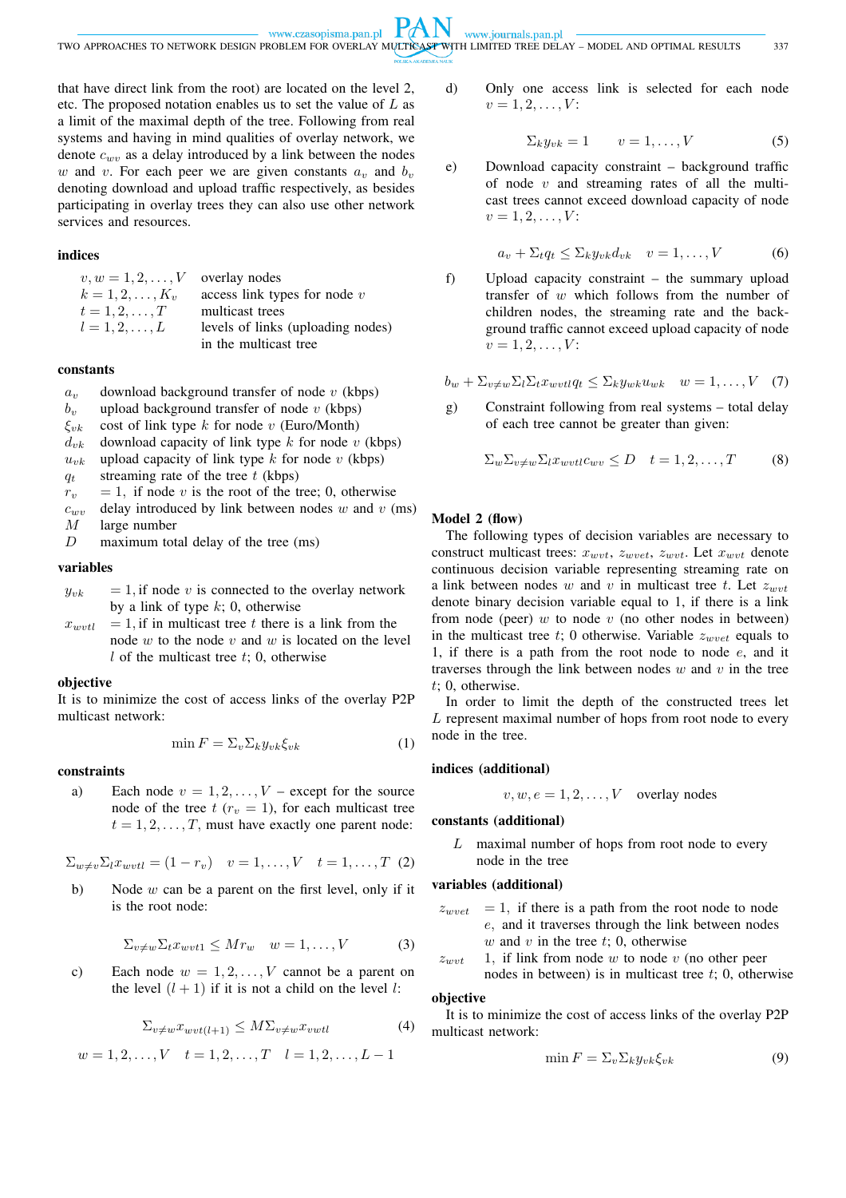that have direct link from the root) are located on the level 2, etc. The proposed notation enables us to set the value of $L$ as a limit of the maximal depth of the tree. Following from real systems and having in mind qualities of overlay network, we denote $c_{wv}$ as a delay introduced by a link between the nodes $w$ and $v$. For each peer we are given constants $a_v$ and $b_v$ denoting download and upload traffic respectively, as besides participating in overlay trees they can also use other network services and resources.

**indices**

- $v, w = 1, 2, \ldots, V$ overlay nodes
- $k = 1, 2, \ldots, K_v$ access link types for node $v$
- $t = 1, 2, \ldots, T$ multicast trees
- $l = 1, 2, \ldots, L$ levels of links (uploading nodes) in the multicast tree

**constants**

- $a_v$ download background transfer of node $v$ (kbps)
- $b_v$ upload background transfer of node $v$ (kbps)
- $\xi_{vk}$ cost of link type $k$ for node $v$ (Euro/Month)
- $d_{vk}$ download capacity of link type $k$ for node $v$ (kbps)
- $u_{vk}$ upload capacity of link type $k$ for node $v$ (kbps)
- $q_t$ streaming rate of the tree $t$ (kbps)
- $r_v$ $= 1$, if node $v$ is the root of the tree; 0, otherwise
- $c_{wv}$ delay introduced by link between nodes $w$ and $v$ (ms)
- $M$ large number
- $D$ maximum total delay of the tree (ms)

**variables**

- $y_{vk}$ $= 1$, if node $v$ is connected to the overlay network by a link of type $k$; 0, otherwise
- $x_{wvtl}$ $= 1$, if in multicast tree $t$ there is a link from the node $w$ to the node $v$ and $w$ is located on the level $l$ of the multicast tree $t$; 0, otherwise

**objective**

It is to minimize the cost of access links of the overlay P2P multicast network:

$$\min F = \Sigma_v \Sigma_k y_{vk} \xi_{vk} \tag{1}$$

**constraints**

a) Each node $v = 1, 2, \ldots, V$ – except for the source node of the tree $t$ ($r_v = 1$), for each multicast tree $t = 1, 2, \ldots, T$, must have exactly one parent node:

$$\Sigma_{w \neq v} \Sigma_l x_{wvtl} = (1 - r_v) \quad v = 1, \ldots, V \quad t = 1, \ldots, T \tag{2}$$

b) Node $w$ can be a parent on the first level, only if it is the root node:

$$\Sigma_{v \neq w} \Sigma_t x_{wvt1} \leq M r_w \quad w = 1, \ldots, V \tag{3}$$

c) Each node $w = 1, 2, \ldots, V$ cannot be a parent on the level $(l+1)$ if it is not a child on the level $l$:

$$\Sigma_{v \neq w} x_{wvt(l+1)} \leq M \Sigma_{v \neq w} x_{vwtl} \tag{4}$$

$$w = 1, 2, \ldots, V \quad t = 1, 2, \ldots, T \quad l = 1, 2, \ldots, L-1$$

d) Only one access link is selected for each node $v = 1, 2, \ldots, V$:

$$\Sigma_k y_{vk} = 1 \qquad v = 1, \ldots, V \tag{5}$$

e) Download capacity constraint – background traffic of node $v$ and streaming rates of all the multicast trees cannot exceed download capacity of node $v = 1, 2, \ldots, V$:

$$a_v + \Sigma_t q_t \leq \Sigma_k y_{vk} d_{vk} \quad v = 1, \ldots, V \tag{6}$$

f) Upload capacity constraint – the summary upload transfer of $w$ which follows from the number of children nodes, the streaming rate and the background traffic cannot exceed upload capacity of node $v = 1, 2, \ldots, V$:

$$b_w + \Sigma_{v \neq w} \Sigma_l \Sigma_t x_{wvtl} q_t \leq \Sigma_k y_{wk} u_{wk} \quad w = 1, \ldots, V \tag{7}$$

g) Constraint following from real systems – total delay of each tree cannot be greater than given:

$$\Sigma_w \Sigma_{v \neq w} \Sigma_l x_{wvtl} c_{wv} \leq D \quad t = 1, 2, \ldots, T \tag{8}$$

**Model 2 (flow)**

The following types of decision variables are necessary to construct multicast trees: $x_{wvt}$, $z_{wvet}$, $z_{wvt}$. Let $x_{wvt}$ denote continuous decision variable representing streaming rate on a link between nodes $w$ and $v$ in multicast tree $t$. Let $z_{wvt}$ denote binary decision variable equal to 1, if there is a link from node (peer) $w$ to node $v$ (no other nodes in between) in the multicast tree $t$; 0 otherwise. Variable $z_{wvet}$ equals to 1, if there is a path from the root node to node $e$, and it traverses through the link between nodes $w$ and $v$ in the tree $t$; 0, otherwise.

In order to limit the depth of the constructed trees let $L$ represent maximal number of hops from root node to every node in the tree.

**indices (additional)**

- $v, w, e = 1, 2, \ldots, V$ overlay nodes

**constants (additional)**

- $L$ maximal number of hops from root node to every node in the tree

**variables (additional)**

- $z_{wvet}$ $= 1$, if there is a path from the root node to node $e$, and it traverses through the link between nodes $w$ and $v$ in the tree $t$; 0, otherwise
- $z_{wvt}$ 1, if link from node $w$ to node $v$ (no other peer nodes in between) is in multicast tree $t$; 0, otherwise

**objective**

It is to minimize the cost of access links of the overlay P2P multicast network:

$$\min F = \Sigma_v \Sigma_k y_{vk} \xi_{vk} \tag{9}$$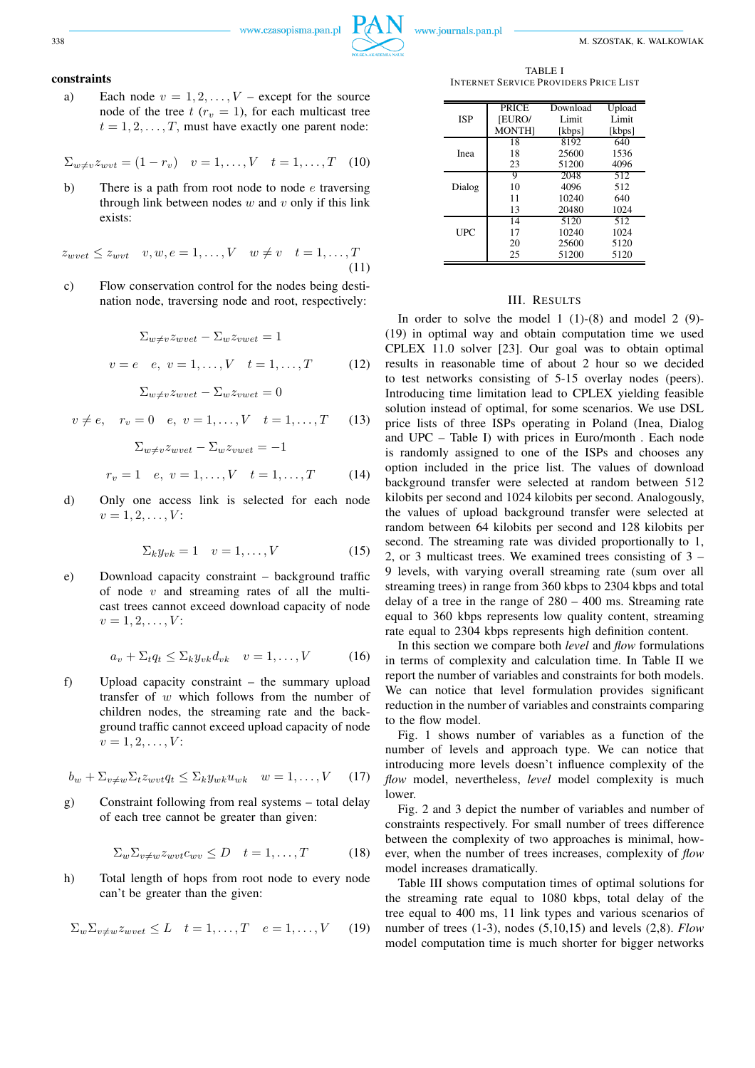**constraints**

a) Each node $v = 1, 2, \ldots, V$ – except for the source node of the tree $t$ ($r_v = 1$), for each multicast tree $t = 1, 2, \ldots, T$, must have exactly one parent node:

$$\Sigma_{w \neq v} z_{wvt} = (1 - r_v) \quad v = 1, \ldots, V \quad t = 1, \ldots, T \quad (10)$$

b) There is a path from root node to node $e$ traversing through link between nodes $w$ and $v$ only if this link exists:

$$z_{wvet} \leq z_{wvt} \quad v, w, e = 1, \ldots, V \quad w \neq v \quad t = 1, \ldots, T \quad (11)$$

c) Flow conservation control for the nodes being destination node, traversing node and root, respectively:

$$\Sigma_{w \neq v} z_{wvet} - \Sigma_w z_{vwet} = 1$$

$$v = e \quad e, \ v = 1, \ldots, V \quad t = 1, \ldots, T \quad (12)$$

$$\Sigma_{w \neq v} z_{wvet} - \Sigma_w z_{vwet} = 0$$

$$v \neq e, \quad r_v = 0 \quad e, \ v = 1, \ldots, V \quad t = 1, \ldots, T \quad (13)$$

$$\Sigma_{w \neq v} z_{wvet} - \Sigma_w z_{vwet} = -1$$

$$r_v = 1 \quad e, \ v = 1, \ldots, V \quad t = 1, \ldots, T \quad (14)$$

d) Only one access link is selected for each node $v = 1, 2, \ldots, V$:

$$\Sigma_k y_{vk} = 1 \quad v = 1, \ldots, V \quad (15)$$

e) Download capacity constraint – background traffic of node $v$ and streaming rates of all the multicast trees cannot exceed download capacity of node $v = 1, 2, \ldots, V$:

$$a_v + \Sigma_t q_t \leq \Sigma_k y_{vk} d_{vk} \quad v = 1, \ldots, V \quad (16)$$

f) Upload capacity constraint – the summary upload transfer of $w$ which follows from the number of children nodes, the streaming rate and the background traffic cannot exceed upload capacity of node $v = 1, 2, \ldots, V$:

$$b_w + \Sigma_{v \neq w} \Sigma_t z_{wvt} q_t \leq \Sigma_k y_{wk} u_{wk} \quad w = 1, \ldots, V \quad (17)$$

g) Constraint following from real systems – total delay of each tree cannot be greater than given:

$$\Sigma_w \Sigma_{v \neq w} z_{wvt} c_{wv} \leq D \quad t = 1, \ldots, T \quad (18)$$

h) Total length of hops from root node to every node can't be greater than the given:

$$\Sigma_w \Sigma_{v \neq w} z_{wvet} \leq L \quad t = 1, \ldots, T \quad e = 1, \ldots, V \quad (19)$$

TABLE I
INTERNET SERVICE PROVIDERS PRICE LIST

| ISP | PRICE [EURO/ MONTH] | Download Limit [kbps] | Upload Limit [kbps] |
|---|---|---|---|
| Inea | 18 | 8192 | 640 |
| | 18 | 25600 | 1536 |
| | 23 | 51200 | 4096 |
| Dialog | 9 | 2048 | 512 |
| | 10 | 4096 | 512 |
| | 11 | 10240 | 640 |
| | 13 | 20480 | 1024 |
| UPC | 14 | 5120 | 512 |
| | 17 | 10240 | 1024 |
| | 20 | 25600 | 5120 |
| | 25 | 51200 | 5120 |

## III. RESULTS

In order to solve the model 1 (1)-(8) and model 2 (9)-(19) in optimal way and obtain computation time we used CPLEX 11.0 solver [23]. Our goal was to obtain optimal results in reasonable time of about 2 hour so we decided to test networks consisting of 5-15 overlay nodes (peers). Introducing time limitation lead to CPLEX yielding feasible solution instead of optimal, for some scenarios. We use DSL price lists of three ISPs operating in Poland (Inea, Dialog and UPC – Table I) with prices in Euro/month . Each node is randomly assigned to one of the ISPs and chooses any option included in the price list. The values of download background transfer were selected at random between 512 kilobits per second and 1024 kilobits per second. Analogously, the values of upload background transfer were selected at random between 64 kilobits per second and 128 kilobits per second. The streaming rate was divided proportionally to 1, 2, or 3 multicast trees. We examined trees consisting of 3 – 9 levels, with varying overall streaming rate (sum over all streaming trees) in range from 360 kbps to 2304 kbps and total delay of a tree in the range of 280 – 400 ms. Streaming rate equal to 360 kbps represents low quality content, streaming rate equal to 2304 kbps represents high definition content.

In this section we compare both *level* and *flow* formulations in terms of complexity and calculation time. In Table II we report the number of variables and constraints for both models. We can notice that level formulation provides significant reduction in the number of variables and constraints comparing to the flow model.

Fig. 1 shows number of variables as a function of the number of levels and approach type. We can notice that introducing more levels doesn't influence complexity of the *flow* model, nevertheless, *level* model complexity is much lower.

Fig. 2 and 3 depict the number of variables and number of constraints respectively. For small number of trees difference between the complexity of two approaches is minimal, however, when the number of trees increases, complexity of *flow* model increases dramatically.

Table III shows computation times of optimal solutions for the streaming rate equal to 1080 kbps, total delay of the tree equal to 400 ms, 11 link types and various scenarios of number of trees (1-3), nodes (5,10,15) and levels (2,8). *Flow* model computation time is much shorter for bigger networks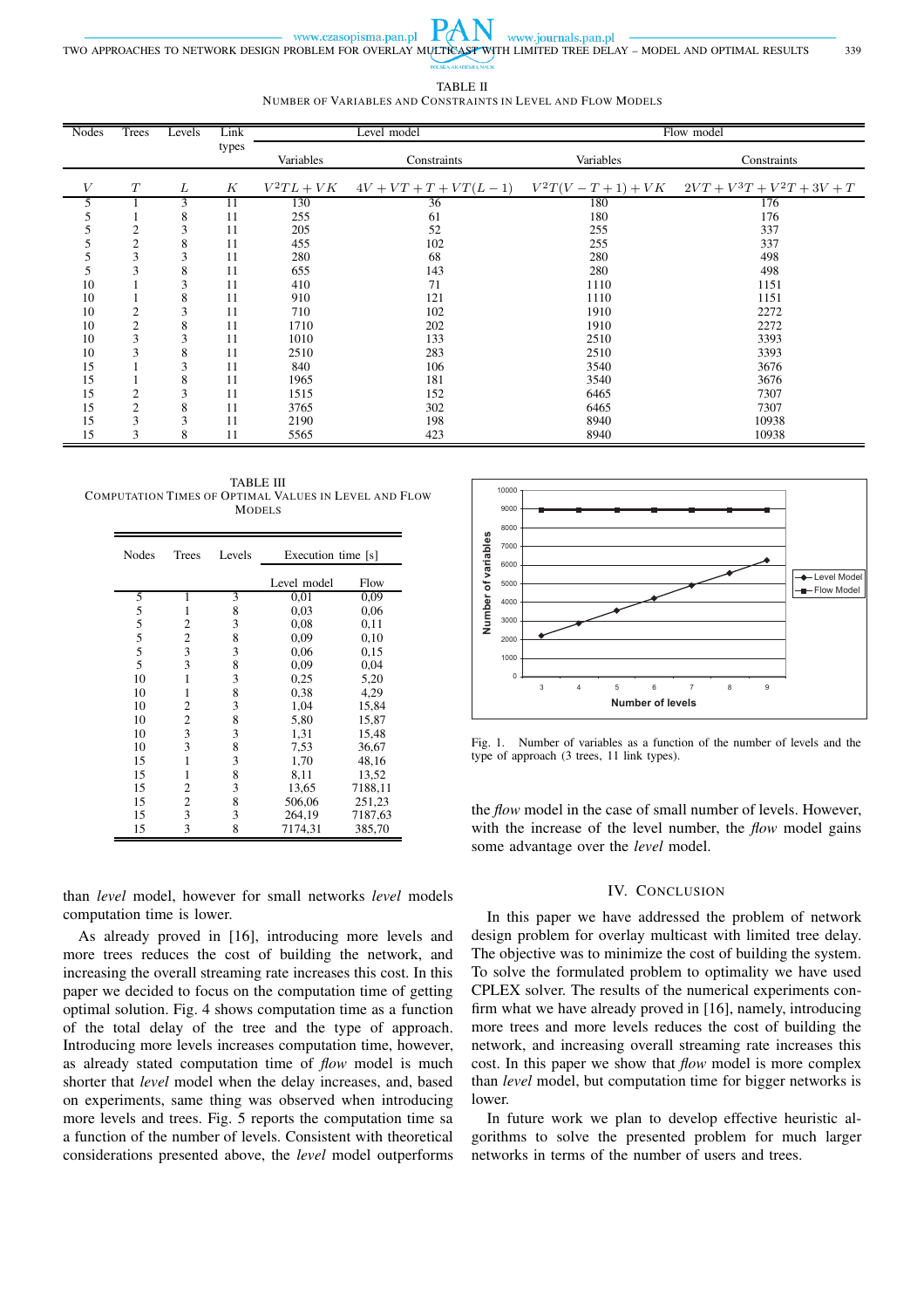TABLE II

NUMBER OF VARIABLES AND CONSTRAINTS IN LEVEL AND FLOW MODELS

| Nodes | Trees | Levels | Link types | Level model | | Flow model | |
|---|---|---|---|---|---|---|---|
| | | | | Variables | Constraints | Variables | Constraints |
| $V$ | $T$ | $L$ | $K$ | $V^2TL + VK$ | $4V + VT + T + VT(L-1)$ | $V^2T(V-T+1) + VK$ | $2VT + V^3T + V^2T + 3V + T$ |
| 5 | 1 | 3 | 11 | 130 | 36 | 180 | 176 |
| 5 | 1 | 8 | 11 | 255 | 61 | 180 | 176 |
| 5 | 2 | 3 | 11 | 205 | 52 | 255 | 337 |
| 5 | 2 | 8 | 11 | 455 | 102 | 255 | 337 |
| 5 | 3 | 3 | 11 | 280 | 68 | 280 | 498 |
| 5 | 3 | 8 | 11 | 655 | 143 | 280 | 498 |
| 10 | 1 | 3 | 11 | 410 | 71 | 1110 | 1151 |
| 10 | 1 | 8 | 11 | 910 | 121 | 1110 | 1151 |
| 10 | 2 | 3 | 11 | 710 | 102 | 1910 | 2272 |
| 10 | 2 | 8 | 11 | 1710 | 202 | 1910 | 2272 |
| 10 | 3 | 3 | 11 | 1010 | 133 | 2510 | 3393 |
| 10 | 3 | 8 | 11 | 2510 | 283 | 2510 | 3393 |
| 15 | 1 | 3 | 11 | 840 | 106 | 3540 | 3676 |
| 15 | 1 | 8 | 11 | 1965 | 181 | 3540 | 3676 |
| 15 | 2 | 3 | 11 | 1515 | 152 | 6465 | 7307 |
| 15 | 2 | 8 | 11 | 3765 | 302 | 6465 | 7307 |
| 15 | 3 | 3 | 11 | 2190 | 198 | 8940 | 10938 |
| 15 | 3 | 8 | 11 | 5565 | 423 | 8940 | 10938 |

TABLE III

COMPUTATION TIMES OF OPTIMAL VALUES IN LEVEL AND FLOW MODELS

| Nodes | Trees | Levels | Execution time [s] | |
|---|---|---|---|---|
| | | | Level model | Flow |
| 5 | 1 | 3 | 0,01 | 0,09 |
| 5 | 1 | 8 | 0,03 | 0,06 |
| 5 | 2 | 3 | 0,08 | 0,11 |
| 5 | 2 | 8 | 0,09 | 0,10 |
| 5 | 3 | 3 | 0,06 | 0,15 |
| 5 | 3 | 8 | 0,09 | 0,04 |
| 10 | 1 | 3 | 0,25 | 5,20 |
| 10 | 1 | 8 | 0,38 | 4,29 |
| 10 | 2 | 3 | 1,04 | 15,84 |
| 10 | 2 | 8 | 5,80 | 15,87 |
| 10 | 3 | 3 | 1,31 | 15,48 |
| 10 | 3 | 8 | 7,53 | 36,67 |
| 15 | 1 | 3 | 1,70 | 48,16 |
| 15 | 1 | 8 | 8,11 | 13,52 |
| 15 | 2 | 3 | 13,65 | 7188,11 |
| 15 | 2 | 8 | 506,06 | 251,23 |
| 15 | 3 | 3 | 264,19 | 7187,63 |
| 15 | 3 | 8 | 7174,31 | 385,70 |

than *level* model, however for small networks *level* models computation time is lower.

As already proved in [16], introducing more levels and more trees reduces the cost of building the network, and increasing the overall streaming rate increases this cost. In this paper we decided to focus on the computation time of getting optimal solution. Fig. 4 shows computation time as a function of the total delay of the tree and the type of approach. Introducing more levels increases computation time, however, as already stated computation time of *flow* model is much shorter that *level* model when the delay increases, and, based on experiments, same thing was observed when introducing more levels and trees. Fig. 5 reports the computation time sa a function of the number of levels. Consistent with theoretical considerations presented above, the *level* model outperforms the *flow* model in the case of small number of levels. However, with the increase of the level number, the *flow* model gains some advantage over the *level* model.

10000
9000
8000
7000
6000
5000
4000
3000
2000
1000
0
3 4 5 6 7 8 9
Number of variables
Number of levels
Level Model
Flow Model

Fig. 1. Number of variables as a function of the number of levels and the type of approach (3 trees, 11 link types).

## IV. CONCLUSION

In this paper we have addressed the problem of network design problem for overlay multicast with limited tree delay. The objective was to minimize the cost of building the system. To solve the formulated problem to optimality we have used CPLEX solver. The results of the numerical experiments confirm what we have already proved in [16], namely, introducing more trees and more levels reduces the cost of building the network, and increasing overall streaming rate increases this cost. In this paper we show that *flow* model is more complex than *level* model, but computation time for bigger networks is lower.

In future work we plan to develop effective heuristic algorithms to solve the presented problem for much larger networks in terms of the number of users and trees.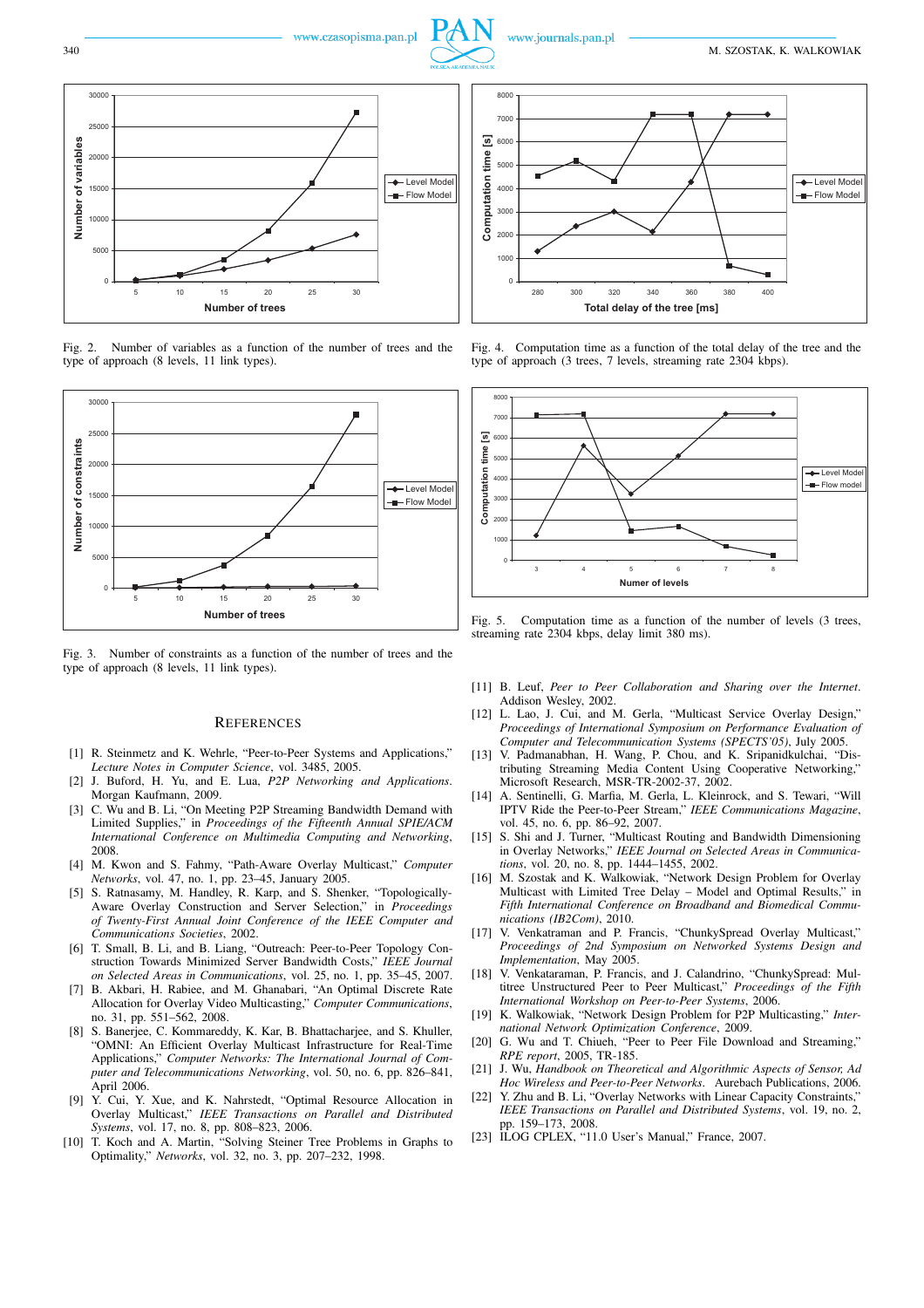Number of variables

30000
25000
20000
15000
10000
5000
0

5 10 15 20 25 30

Number of trees

Level Model
Flow Model

Fig. 2. Number of variables as a function of the number of trees and the type of approach (8 levels, 11 link types).

Number of constraints

30000
25000
20000
15000
10000
5000
0

5 10 15 20 25 30

Number of trees

Level Model
Flow Model

Fig. 3. Number of constraints as a function of the number of trees and the type of approach (8 levels, 11 link types).

Computation time [s]

8000
7000
6000
5000
4000
3000
2000
1000
0

280 300 320 340 360 380 400

Total delay of the tree [ms]

Level Model
Flow Model

Fig. 4. Computation time as a function of the total delay of the tree and the type of approach (3 trees, 7 levels, streaming rate 2304 kbps).

Computation time [s]

8000
7000
6000
5000
4000
3000
2000
1000
0

3 4 5 6 7 8

Numer of levels

Level Model
Flow model

Fig. 5. Computation time as a function of the number of levels (3 trees, streaming rate 2304 kbps, delay limit 380 ms).

## References

[1] R. Steinmetz and K. Wehrle, "Peer-to-Peer Systems and Applications," *Lecture Notes in Computer Science*, vol. 3485, 2005.

[2] J. Buford, H. Yu, and E. Lua, *P2P Networking and Applications*. Morgan Kaufmann, 2009.

[3] C. Wu and B. Li, "On Meeting P2P Streaming Bandwidth Demand with Limited Supplies," in *Proceedings of the Fifteenth Annual SPIE/ACM International Conference on Multimedia Computing and Networking*, 2008.

[4] M. Kwon and S. Fahmy, "Path-Aware Overlay Multicast," *Computer Networks*, vol. 47, no. 1, pp. 23–45, January 2005.

[5] S. Ratnasamy, M. Handley, R. Karp, and S. Shenker, "Topologically-Aware Overlay Construction and Server Selection," in *Proceedings of Twenty-First Annual Joint Conference of the IEEE Computer and Communications Societies*, 2002.

[6] T. Small, B. Li, and B. Liang, "Outreach: Peer-to-Peer Topology Construction Towards Minimized Server Bandwidth Costs," *IEEE Journal on Selected Areas in Communications*, vol. 25, no. 1, pp. 35–45, 2007.

[7] B. Akbari, H. Rabiee, and M. Ghanabari, "An Optimal Discrete Rate Allocation for Overlay Video Multicasting," *Computer Communications*, no. 31, pp. 551–562, 2008.

[8] S. Banerjee, C. Kommareddy, K. Kar, B. Bhattacharjee, and S. Khuller, "OMNI: An Efficient Overlay Multicast Infrastructure for Real-Time Applications," *Computer Networks: The International Journal of Computer and Telecommunications Networking*, vol. 50, no. 6, pp. 826–841, April 2006.

[9] Y. Cui, Y. Xue, and K. Nahrstedt, "Optimal Resource Allocation in Overlay Multicast," *IEEE Transactions on Parallel and Distributed Systems*, vol. 17, no. 8, pp. 808–823, 2006.

[10] T. Koch and A. Martin, "Solving Steiner Tree Problems in Graphs to Optimality," *Networks*, vol. 32, no. 3, pp. 207–232, 1998.

[11] B. Leuf, *Peer to Peer Collaboration and Sharing over the Internet*. Addison Wesley, 2002.

[12] L. Lao, J. Cui, and M. Gerla, "Multicast Service Overlay Design," *Proceedings of International Symposium on Performance Evaluation of Computer and Telecommunication Systems (SPECTS'05)*, July 2005.

[13] V. Padmanabhan, H. Wang, P. Chou, and K. Sripanidkulchai, "Distributing Streaming Media Content Using Cooperative Networking," Microsoft Research, MSR-TR-2002-37, 2002.

[14] A. Sentinelli, G. Marfia, M. Gerla, L. Kleinrock, and S. Tewari, "Will IPTV Ride the Peer-to-Peer Stream," *IEEE Communications Magazine*, vol. 45, no. 6, pp. 86–92, 2007.

[15] S. Shi and J. Turner, "Multicast Routing and Bandwidth Dimensioning in Overlay Networks," *IEEE Journal on Selected Areas in Communications*, vol. 20, no. 8, pp. 1444–1455, 2002.

[16] M. Szostak and K. Walkowiak, "Network Design Problem for Overlay Multicast with Limited Tree Delay – Model and Optimal Results," in *Fifth International Conference on Broadband and Biomedical Communications (IB2Com)*, 2010.

[17] V. Venkataraman and P. Francis, "ChunkySpread Overlay Multicast," *Proceedings of 2nd Symposium on Networked Systems Design and Implementation*, May 2005.

[18] V. Venkataraman, P. Francis, and J. Calandrino, "ChunkySpread: Multitree Unstructured Peer to Peer Multicast," *Proceedings of the Fifth International Workshop on Peer-to-Peer Systems*, 2006.

[19] K. Walkowiak, "Network Design Problem for P2P Multicasting," *International Network Optimization Conference*, 2009.

[20] G. Wu and T. Chiueh, "Peer to Peer File Download and Streaming," *RPE report*, 2005, TR-185.

[21] J. Wu, *Handbook on Theoretical and Algorithmic Aspects of Sensor, Ad Hoc Wireless and Peer-to-Peer Networks*. Aurebach Publications, 2006.

[22] Y. Zhu and B. Li, "Overlay Networks with Linear Capacity Constraints," *IEEE Transactions on Parallel and Distributed Systems*, vol. 19, no. 2, pp. 159–173, 2008.

[23] ILOG CPLEX, "11.0 User's Manual," France, 2007.